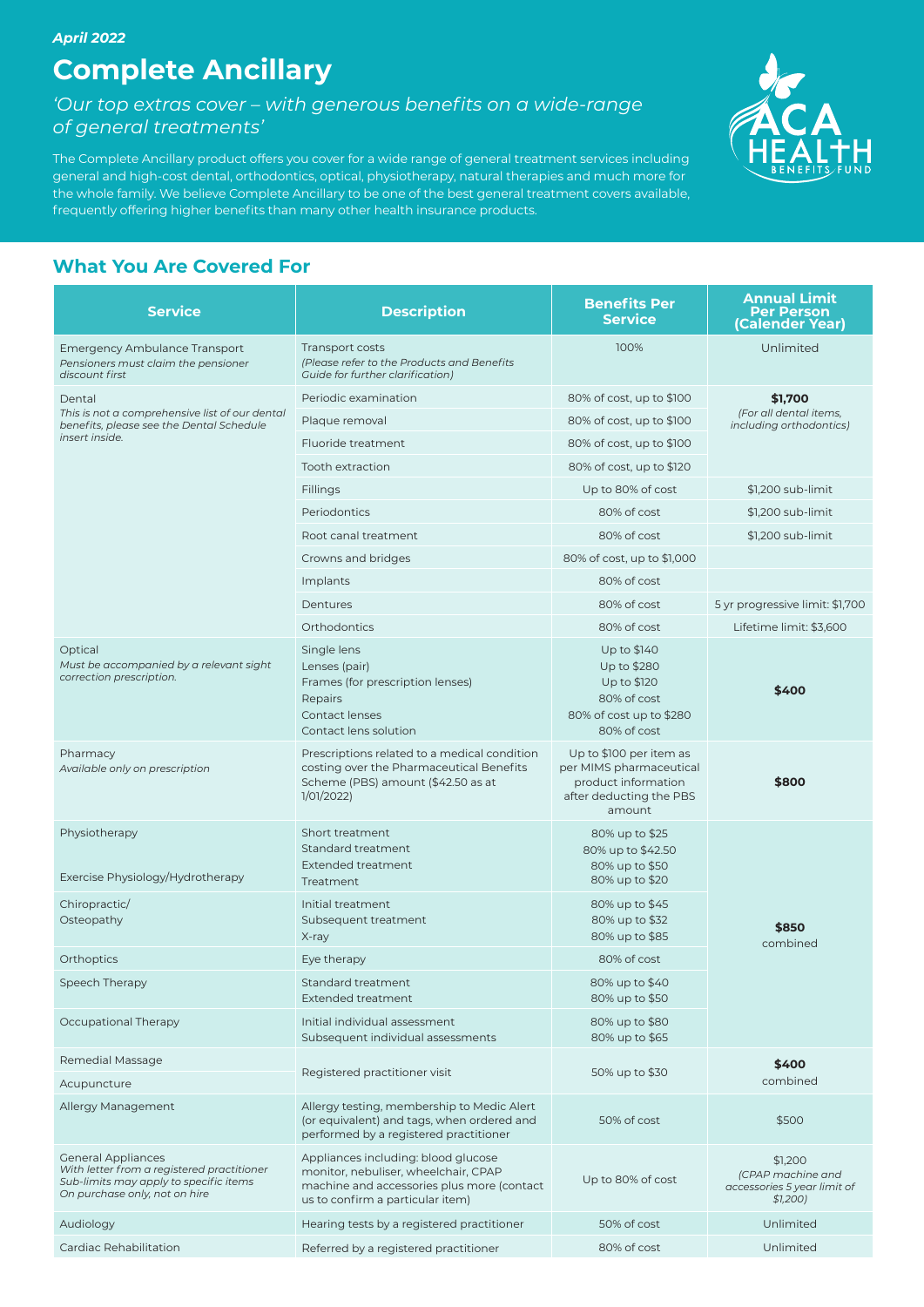*April 2022*

# Complete Ancillary

*'Our top extras cover – with generous benefits on a wide-range of general treatments'*

The Complete Ancillary product offers you cover for a wide range of general treatment services including general and high-cost dental, orthodontics, optical, physiotherapy, natural therapies and much more for the whole family. We believe Complete Ancillary to be one of the best general treatment covers available, frequently offering higher benefits than many other health insurance products.

## What You Are Covered For

| Service | Description | Benefits Per Service | Annual Limit Per Person (Calender Year) |
|---|---|---|---|
| Emergency Ambulance Transport<br>*Pensioners must claim the pensioner discount first* | Transport costs<br>*(Please refer to the Products and Benefits Guide for further clarification)* | 100% | Unlimited |
| Dental<br>*This is not a comprehensive list of our dental benefits, please see the Dental Schedule insert inside.* | Periodic examination | 80% of cost, up to $100 | **$1,700**<br>*(For all dental items, including orthodontics)* |
| | Plaque removal | 80% of cost, up to $100 | |
| | Fluoride treatment | 80% of cost, up to $100 | |
| | Tooth extraction | 80% of cost, up to $120 | |
| | Fillings | Up to 80% of cost | $1,200 sub-limit |
| | Periodontics | 80% of cost | $1,200 sub-limit |
| | Root canal treatment | 80% of cost | $1,200 sub-limit |
| | Crowns and bridges | 80% of cost, up to $1,000 | |
| | Implants | 80% of cost | |
| | Dentures | 80% of cost | 5 yr progressive limit: $1,700 |
| | Orthodontics | 80% of cost | Lifetime limit: $3,600 |
| Optical<br>*Must be accompanied by a relevant sight correction prescription.* | Single lens<br>Lenses (pair)<br>Frames (for prescription lenses)<br>Repairs<br>Contact lenses<br>Contact lens solution | Up to $140<br>Up to $280<br>Up to $120<br>80% of cost<br>80% of cost up to $280<br>80% of cost | **$400** |
| Pharmacy<br>*Available only on prescription* | Prescriptions related to a medical condition costing over the Pharmaceutical Benefits Scheme (PBS) amount ($42.50 as at 1/01/2022) | Up to $100 per item as per MIMS pharmaceutical product information after deducting the PBS amount | **$800** |
| Physiotherapy<br><br>Exercise Physiology/Hydrotherapy | Short treatment<br>Standard treatment<br>Extended treatment<br>Treatment | 80% up to $25<br>80% up to $42.50<br>80% up to $50<br>80% up to $20 | **$850** combined |
| Chiropractic/<br>Osteopathy | Initial treatment<br>Subsequent treatment<br>X-ray | 80% up to $45<br>80% up to $32<br>80% up to $85 | |
| Orthoptics | Eye therapy | 80% of cost | |
| Speech Therapy | Standard treatment<br>Extended treatment | 80% up to $40<br>80% up to $50 | |
| Occupational Therapy | Initial individual assessment<br>Subsequent individual assessments | 80% up to $80<br>80% up to $65 | |
| Remedial Massage<br>Acupuncture | Registered practitioner visit | 50% up to $30 | **$400** combined |
| Allergy Management | Allergy testing, membership to Medic Alert (or equivalent) and tags, when ordered and performed by a registered practitioner | 50% of cost | $500 |
| General Appliances<br>*With letter from a registered practitioner*<br>*Sub-limits may apply to specific items*<br>*On purchase only, not on hire* | Appliances including: blood glucose monitor, nebuliser, wheelchair, CPAP machine and accessories plus more (contact us to confirm a particular item) | Up to 80% of cost | $1,200<br>*(CPAP machine and accessories 5 year limit of $1,200)* |
| Audiology | Hearing tests by a registered practitioner | 50% of cost | Unlimited |
| Cardiac Rehabilitation | Referred by a registered practitioner | 80% of cost | Unlimited |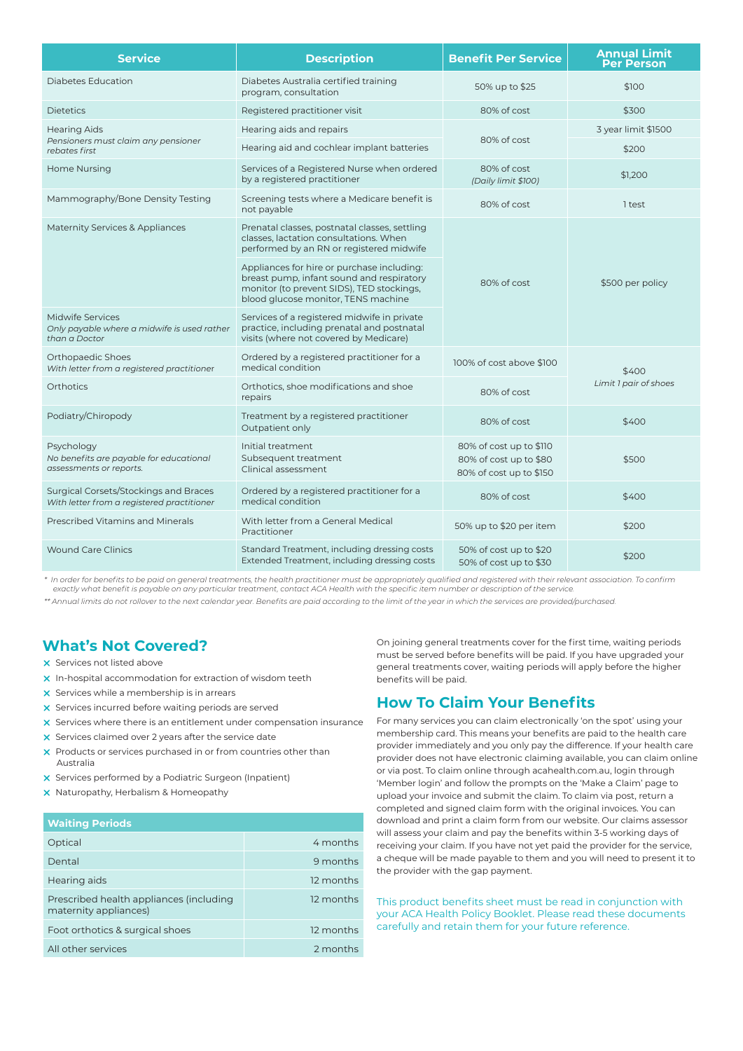| Service | Description | Benefit Per Service | Annual Limit Per Person |
|---|---|---|---|
| Diabetes Education | Diabetes Australia certified training program, consultation | 50% up to $25 | $100 |
| Dietetics | Registered practitioner visit | 80% of cost | $300 |
| Hearing Aids *Pensioners must claim any pensioner rebates first* | Hearing aids and repairs | 80% of cost | 3 year limit $1500 |
| | Hearing aid and cochlear implant batteries | | $200 |
| Home Nursing | Services of a Registered Nurse when ordered by a registered practitioner | 80% of cost *(Daily limit $100)* | $1,200 |
| Mammography/Bone Density Testing | Screening tests where a Medicare benefit is not payable | 80% of cost | 1 test |
| Maternity Services & Appliances | Prenatal classes, postnatal classes, settling classes, lactation consultations. When performed by an RN or registered midwife | 80% of cost | $500 per policy |
| | Appliances for hire or purchase including: breast pump, infant sound and respiratory monitor (to prevent SIDS), TED stockings, blood glucose monitor, TENS machine | | |
| Midwife Services *Only payable where a midwife is used rather than a Doctor* | Services of a registered midwife in private practice, including prenatal and postnatal visits (where not covered by Medicare) | | |
| Orthopaedic Shoes *With letter from a registered practitioner* | Ordered by a registered practitioner for a medical condition | 100% of cost above $100 | $400 *Limit 1 pair of shoes* |
| Orthotics | Orthotics, shoe modifications and shoe repairs | 80% of cost | |
| Podiatry/Chiropody | Treatment by a registered practitioner Outpatient only | 80% of cost | $400 |
| Psychology *No benefits are payable for educational assessments or reports.* | Initial treatment<br>Subsequent treatment<br>Clinical assessment | 80% of cost up to $110<br>80% of cost up to $80<br>80% of cost up to $150 | $500 |
| Surgical Corsets/Stockings and Braces *With letter from a registered practitioner* | Ordered by a registered practitioner for a medical condition | 80% of cost | $400 |
| Prescribed Vitamins and Minerals | With letter from a General Medical Practitioner | 50% up to $20 per item | $200 |
| Wound Care Clinics | Standard Treatment, including dressing costs<br>Extended Treatment, including dressing costs | 50% of cost up to $20<br>50% of cost up to $30 | $200 |

*\* In order for benefits to be paid on general treatments, the health practitioner must be appropriately qualified and registered with their relevant association. To confirm exactly what benefit is payable on any particular treatment, contact ACA Health with the specific item number or description of the service.*

*\*\* Annual limits do not rollover to the next calendar year. Benefits are paid according to the limit of the year in which the services are provided/purchased.*

## What's Not Covered?

- ✕ Services not listed above
- ✕ In-hospital accommodation for extraction of wisdom teeth
- ✕ Services while a membership is in arrears
- ✕ Services incurred before waiting periods are served
- ✕ Services where there is an entitlement under compensation insurance
- ✕ Services claimed over 2 years after the service date
- ✕ Products or services purchased in or from countries other than Australia
- ✕ Services performed by a Podiatric Surgeon (Inpatient)
- ✕ Naturopathy, Herbalism & Homeopathy

| Waiting Periods | |
|---|---|
| Optical | 4 months |
| Dental | 9 months |
| Hearing aids | 12 months |
| Prescribed health appliances (including maternity appliances) | 12 months |
| Foot orthotics & surgical shoes | 12 months |
| All other services | 2 months |

On joining general treatments cover for the first time, waiting periods must be served before benefits will be paid. If you have upgraded your general treatments cover, waiting periods will apply before the higher benefits will be paid.

## How To Claim Your Benefits

For many services you can claim electronically 'on the spot' using your membership card. This means your benefits are paid to the health care provider immediately and you only pay the difference. If your health care provider does not have electronic claiming available, you can claim online or via post. To claim online through acahealth.com.au, login through 'Member login' and follow the prompts on the 'Make a Claim' page to upload your invoice and submit the claim. To claim via post, return a completed and signed claim form with the original invoices. You can download and print a claim form from our website. Our claims assessor will assess your claim and pay the benefits within 3-5 working days of receiving your claim. If you have not yet paid the provider for the service, a cheque will be made payable to them and you will need to present it to the provider with the gap payment.

This product benefits sheet must be read in conjunction with your ACA Health Policy Booklet. Please read these documents carefully and retain them for your future reference.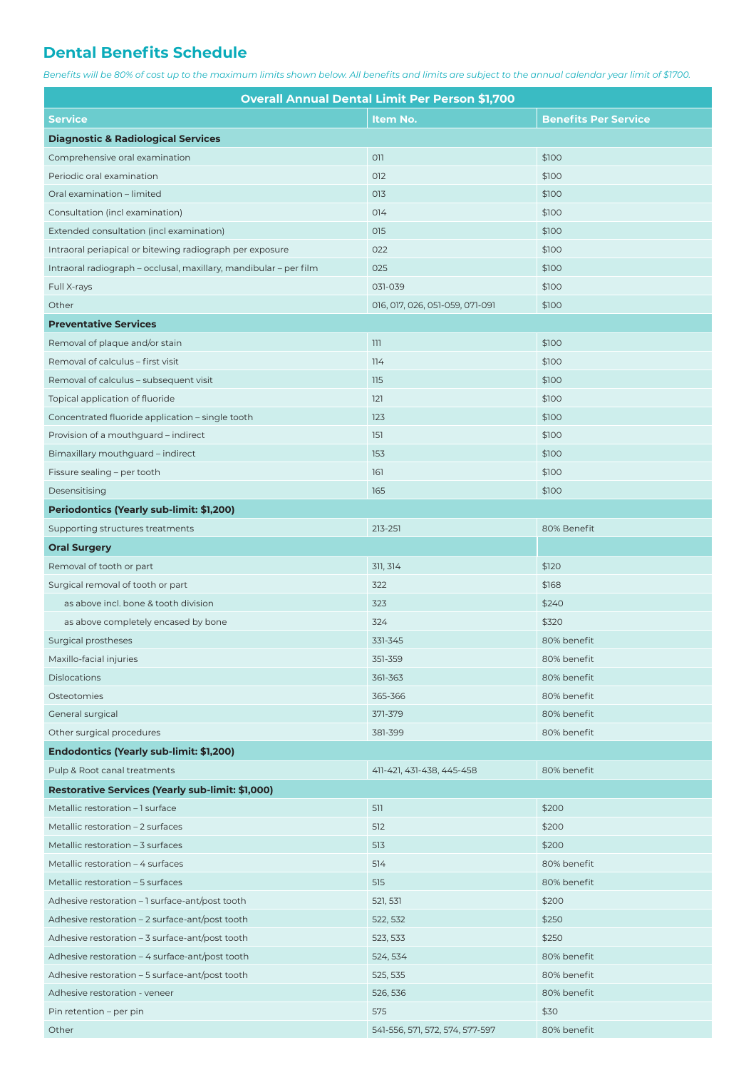## Dental Benefits Schedule

*Benefits will be 80% of cost up to the maximum limits shown below. All benefits and limits are subject to the annual calendar year limit of $1700.*

| Overall Annual Dental Limit Per Person $1,700 | | |
|---|---|---|
| **Service** | **Item No.** | **Benefits Per Service** |
| **Diagnostic & Radiological Services** | | |
| Comprehensive oral examination | 011 | $100 |
| Periodic oral examination | 012 | $100 |
| Oral examination – limited | 013 | $100 |
| Consultation (incl examination) | 014 | $100 |
| Extended consultation (incl examination) | 015 | $100 |
| Intraoral periapical or bitewing radiograph per exposure | 022 | $100 |
| Intraoral radiograph – occlusal, maxillary, mandibular – per film | 025 | $100 |
| Full X-rays | 031-039 | $100 |
| Other | 016, 017, 026, 051-059, 071-091 | $100 |
| **Preventative Services** | | |
| Removal of plaque and/or stain | 111 | $100 |
| Removal of calculus – first visit | 114 | $100 |
| Removal of calculus – subsequent visit | 115 | $100 |
| Topical application of fluoride | 121 | $100 |
| Concentrated fluoride application – single tooth | 123 | $100 |
| Provision of a mouthguard – indirect | 151 | $100 |
| Bimaxillary mouthguard – indirect | 153 | $100 |
| Fissure sealing – per tooth | 161 | $100 |
| Desensitising | 165 | $100 |
| **Periodontics (Yearly sub-limit: $1,200)** | | |
| Supporting structures treatments | 213-251 | 80% Benefit |
| **Oral Surgery** | | |
| Removal of tooth or part | 311, 314 | $120 |
| Surgical removal of tooth or part | 322 | $168 |
| as above incl. bone & tooth division | 323 | $240 |
| as above completely encased by bone | 324 | $320 |
| Surgical prostheses | 331-345 | 80% benefit |
| Maxillo-facial injuries | 351-359 | 80% benefit |
| Dislocations | 361-363 | 80% benefit |
| Osteotomies | 365-366 | 80% benefit |
| General surgical | 371-379 | 80% benefit |
| Other surgical procedures | 381-399 | 80% benefit |
| **Endodontics (Yearly sub-limit: $1,200)** | | |
| Pulp & Root canal treatments | 411-421, 431-438, 445-458 | 80% benefit |
| **Restorative Services (Yearly sub-limit: $1,000)** | | |
| Metallic restoration – 1 surface | 511 | $200 |
| Metallic restoration – 2 surfaces | 512 | $200 |
| Metallic restoration – 3 surfaces | 513 | $200 |
| Metallic restoration – 4 surfaces | 514 | 80% benefit |
| Metallic restoration – 5 surfaces | 515 | 80% benefit |
| Adhesive restoration – 1 surface-ant/post tooth | 521, 531 | $200 |
| Adhesive restoration – 2 surface-ant/post tooth | 522, 532 | $250 |
| Adhesive restoration – 3 surface-ant/post tooth | 523, 533 | $250 |
| Adhesive restoration – 4 surface-ant/post tooth | 524, 534 | 80% benefit |
| Adhesive restoration – 5 surface-ant/post tooth | 525, 535 | 80% benefit |
| Adhesive restoration - veneer | 526, 536 | 80% benefit |
| Pin retention – per pin | 575 | $30 |
| Other | 541-556, 571, 572, 574, 577-597 | 80% benefit |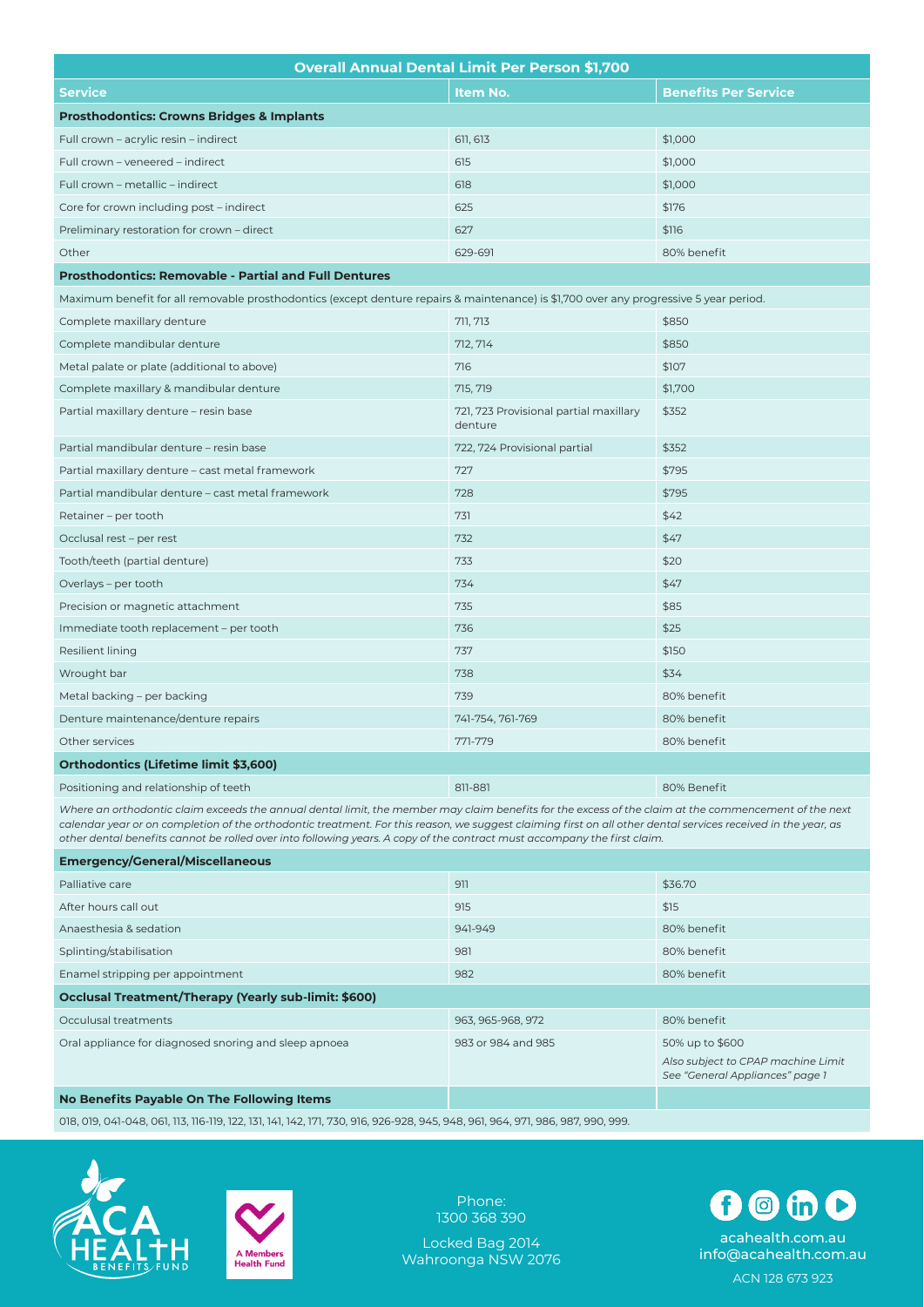| Overall Annual Dental Limit Per Person $1,700 | | |
|---|---|---|
| **Service** | **Item No.** | **Benefits Per Service** |
| **Prosthodontics: Crowns Bridges & Implants** | | |
| Full crown – acrylic resin – indirect | 611, 613 | $1,000 |
| Full crown – veneered – indirect | 615 | $1,000 |
| Full crown – metallic – indirect | 618 | $1,000 |
| Core for crown including post – indirect | 625 | $176 |
| Preliminary restoration for crown – direct | 627 | $116 |
| Other | 629-691 | 80% benefit |
| **Prosthodontics: Removable - Partial and Full Dentures** | | |
| Maximum benefit for all removable prosthodontics (except denture repairs & maintenance) is $1,700 over any progressive 5 year period. | | |
| Complete maxillary denture | 711, 713 | $850 |
| Complete mandibular denture | 712, 714 | $850 |
| Metal palate or plate (additional to above) | 716 | $107 |
| Complete maxillary & mandibular denture | 715, 719 | $1,700 |
| Partial maxillary denture – resin base | 721, 723 Provisional partial maxillary denture | $352 |
| Partial mandibular denture – resin base | 722, 724 Provisional partial | $352 |
| Partial maxillary denture – cast metal framework | 727 | $795 |
| Partial mandibular denture – cast metal framework | 728 | $795 |
| Retainer – per tooth | 731 | $42 |
| Occlusal rest – per rest | 732 | $47 |
| Tooth/teeth (partial denture) | 733 | $20 |
| Overlays – per tooth | 734 | $47 |
| Precision or magnetic attachment | 735 | $85 |
| Immediate tooth replacement – per tooth | 736 | $25 |
| Resilient lining | 737 | $150 |
| Wrought bar | 738 | $34 |
| Metal backing – per backing | 739 | 80% benefit |
| Denture maintenance/denture repairs | 741-754, 761-769 | 80% benefit |
| Other services | 771-779 | 80% benefit |
| **Orthodontics (Lifetime limit $3,600)** | | |
| Positioning and relationship of teeth | 811-881 | 80% Benefit |
| *Where an orthodontic claim exceeds the annual dental limit, the member may claim benefits for the excess of the claim at the commencement of the next calendar year or on completion of the orthodontic treatment. For this reason, we suggest claiming first on all other dental services received in the year, as other dental benefits cannot be rolled over into following years. A copy of the contract must accompany the first claim.* | | |
| **Emergency/General/Miscellaneous** | | |
| Palliative care | 911 | $36.70 |
| After hours call out | 915 | $15 |
| Anaesthesia & sedation | 941-949 | 80% benefit |
| Splinting/stabilisation | 981 | 80% benefit |
| Enamel stripping per appointment | 982 | 80% benefit |
| **Occlusal Treatment/Therapy (Yearly sub-limit: $600)** | | |
| Occulusal treatments | 963, 965-968, 972 | 80% benefit |
| Oral appliance for diagnosed snoring and sleep apnoea | 983 or 984 and 985 | 50% up to $600 *Also subject to CPAP machine Limit See "General Appliances" page 1* |
| **No Benefits Payable On The Following Items** | | |
| 018, 019, 041-048, 061, 113, 116-119, 122, 131, 141, 142, 171, 730, 916, 926-928, 945, 948, 961, 964, 971, 986, 987, 990, 999. | | |

ACA HEALTH BENEFITS FUND

A Members Health Fund

Phone:
1300 368 390

Locked Bag 2014
Wahroonga NSW 2076

acahealth.com.au
info@acahealth.com.au

ACN 128 673 923